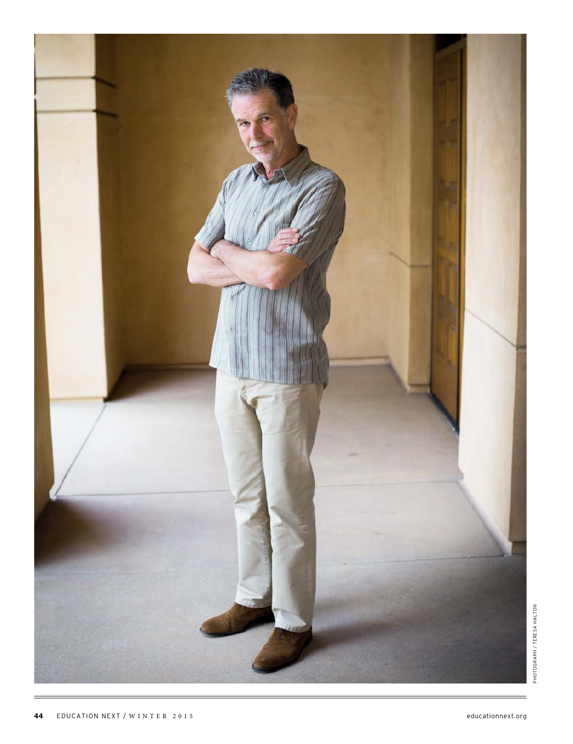PHOTOGRAPH / TERESA HALTON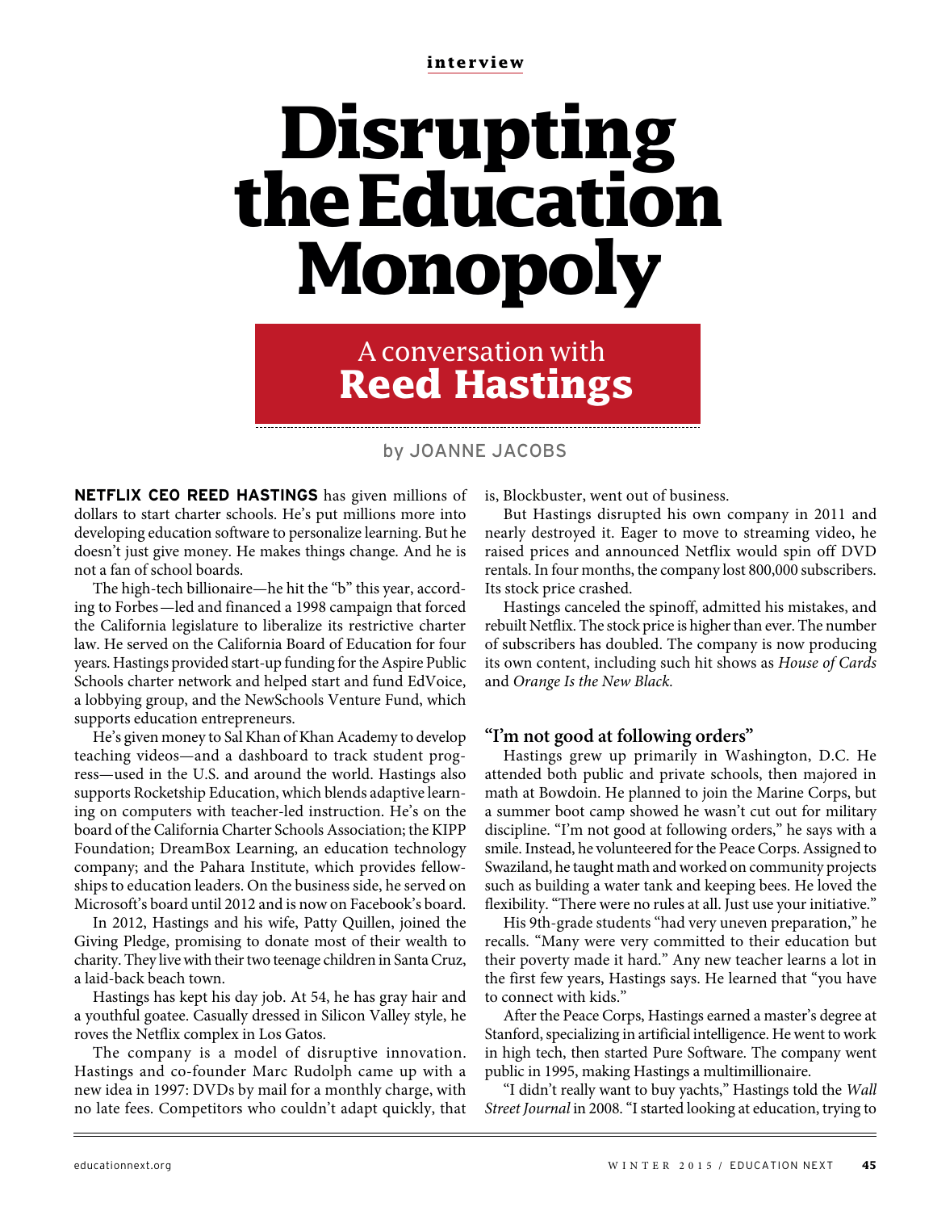interview

# Disrupting the Education Monopoly

## A conversation with **Reed Hastings**

by JOANNE JACOBS

**NETFLIX CEO REED HASTINGS** has given millions of dollars to start charter schools. He's put millions more into developing education software to personalize learning. But he doesn't just give money. He makes things change. And he is not a fan of school boards.

The high-tech billionaire—he hit the "b" this year, according to Forbes—led and financed a 1998 campaign that forced the California legislature to liberalize its restrictive charter law. He served on the California Board of Education for four years. Hastings provided start-up funding for the Aspire Public Schools charter network and helped start and fund EdVoice, a lobbying group, and the NewSchools Venture Fund, which supports education entrepreneurs.

He's given money to Sal Khan of Khan Academy to develop teaching videos—and a dashboard to track student progress—used in the U.S. and around the world. Hastings also supports Rocketship Education, which blends adaptive learning on computers with teacher-led instruction. He's on the board of the California Charter Schools Association; the KIPP Foundation; DreamBox Learning, an education technology company; and the Pahara Institute, which provides fellowships to education leaders. On the business side, he served on Microsoft's board until 2012 and is now on Facebook's board.

In 2012, Hastings and his wife, Patty Quillen, joined the Giving Pledge, promising to donate most of their wealth to charity. They live with their two teenage children in Santa Cruz, a laid-back beach town.

Hastings has kept his day job. At 54, he has gray hair and a youthful goatee. Casually dressed in Silicon Valley style, he roves the Netflix complex in Los Gatos.

The company is a model of disruptive innovation. Hastings and co-founder Marc Rudolph came up with a new idea in 1997: DVDs by mail for a monthly charge, with no late fees. Competitors who couldn't adapt quickly, that is, Blockbuster, went out of business.

But Hastings disrupted his own company in 2011 and nearly destroyed it. Eager to move to streaming video, he raised prices and announced Netflix would spin off DVD rentals. In four months, the company lost 800,000 subscribers. Its stock price crashed.

Hastings canceled the spinoff, admitted his mistakes, and rebuilt Netflix. The stock price is higher than ever. The number of subscribers has doubled. The company is now producing its own content, including such hit shows as *House of Cards* and *Orange Is the New Black.*

### "I'm not good at following orders"

Hastings grew up primarily in Washington, D.C. He attended both public and private schools, then majored in math at Bowdoin. He planned to join the Marine Corps, but a summer boot camp showed he wasn't cut out for military discipline. "I'm not good at following orders," he says with a smile. Instead, he volunteered for the Peace Corps. Assigned to Swaziland, he taught math and worked on community projects such as building a water tank and keeping bees. He loved the flexibility. "There were no rules at all. Just use your initiative."

His 9th-grade students "had very uneven preparation," he recalls. "Many were very committed to their education but their poverty made it hard." Any new teacher learns a lot in the first few years, Hastings says. He learned that "you have to connect with kids."

After the Peace Corps, Hastings earned a master's degree at Stanford, specializing in artificial intelligence. He went to work in high tech, then started Pure Software. The company went public in 1995, making Hastings a multimillionaire.

"I didn't really want to buy yachts," Hastings told the *Wall Street Journal* in 2008. "I started looking at education, trying to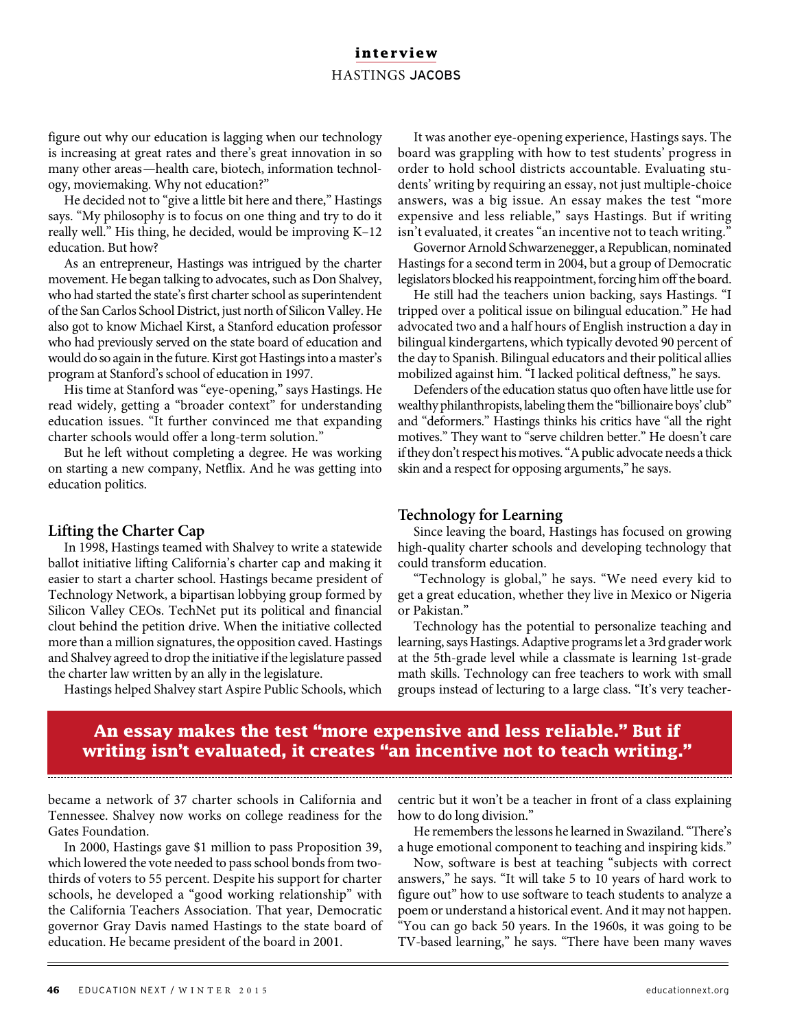figure out why our education is lagging when our technology is increasing at great rates and there's great innovation in so many other areas—health care, biotech, information technology, moviemaking. Why not education?"

He decided not to "give a little bit here and there," Hastings says. "My philosophy is to focus on one thing and try to do it really well." His thing, he decided, would be improving K–12 education. But how?

As an entrepreneur, Hastings was intrigued by the charter movement. He began talking to advocates, such as Don Shalvey, who had started the state's first charter school as superintendent of the San Carlos School District, just north of Silicon Valley. He also got to know Michael Kirst, a Stanford education professor who had previously served on the state board of education and would do so again in the future. Kirst got Hastings into a master's program at Stanford's school of education in 1997.

His time at Stanford was "eye-opening," says Hastings. He read widely, getting a "broader context" for understanding education issues. "It further convinced me that expanding charter schools would offer a long-term solution."

But he left without completing a degree. He was working on starting a new company, Netflix. And he was getting into education politics.

## Lifting the Charter Cap

In 1998, Hastings teamed with Shalvey to write a statewide ballot initiative lifting California's charter cap and making it easier to start a charter school. Hastings became president of Technology Network, a bipartisan lobbying group formed by Silicon Valley CEOs. TechNet put its political and financial clout behind the petition drive. When the initiative collected more than a million signatures, the opposition caved. Hastings and Shalvey agreed to drop the initiative if the legislature passed the charter law written by an ally in the legislature.

Hastings helped Shalvey start Aspire Public Schools, which became a network of 37 charter schools in California and Tennessee. Shalvey now works on college readiness for the Gates Foundation.

In 2000, Hastings gave $1 million to pass Proposition 39, which lowered the vote needed to pass school bonds from two-thirds of voters to 55 percent. Despite his support for charter schools, he developed a "good working relationship" with the California Teachers Association. That year, Democratic governor Gray Davis named Hastings to the state board of education. He became president of the board in 2001.

It was another eye-opening experience, Hastings says. The board was grappling with how to test students' progress in order to hold school districts accountable. Evaluating students' writing by requiring an essay, not just multiple-choice answers, was a big issue. An essay makes the test "more expensive and less reliable," says Hastings. But if writing isn't evaluated, it creates "an incentive not to teach writing."

Governor Arnold Schwarzenegger, a Republican, nominated Hastings for a second term in 2004, but a group of Democratic legislators blocked his reappointment, forcing him off the board.

He still had the teachers union backing, says Hastings. "I tripped over a political issue on bilingual education." He had advocated two and a half hours of English instruction a day in bilingual kindergartens, which typically devoted 90 percent of the day to Spanish. Bilingual educators and their political allies mobilized against him. "I lacked political deftness," he says.

Defenders of the education status quo often have little use for wealthy philanthropists, labeling them the "billionaire boys' club" and "deformers." Hastings thinks his critics have "all the right motives." They want to "serve children better." He doesn't care if they don't respect his motives. "A public advocate needs a thick skin and a respect for opposing arguments," he says.

## Technology for Learning

Since leaving the board, Hastings has focused on growing high-quality charter schools and developing technology that could transform education.

"Technology is global," he says. "We need every kid to get a great education, whether they live in Mexico or Nigeria or Pakistan."

Technology has the potential to personalize teaching and learning, says Hastings. Adaptive programs let a 3rd grader work at the 5th-grade level while a classmate is learning 1st-grade math skills. Technology can free teachers to work with small groups instead of lecturing to a large class. "It's very teacher-centric but it won't be a teacher in front of a class explaining how to do long division."

**An essay makes the test "more expensive and less reliable." But if writing isn't evaluated, it creates "an incentive not to teach writing."**

He remembers the lessons he learned in Swaziland. "There's a huge emotional component to teaching and inspiring kids."

Now, software is best at teaching "subjects with correct answers," he says. "It will take 5 to 10 years of hard work to figure out" how to use software to teach students to analyze a poem or understand a historical event. And it may not happen. "You can go back 50 years. In the 1960s, it was going to be TV-based learning," he says. "There have been many waves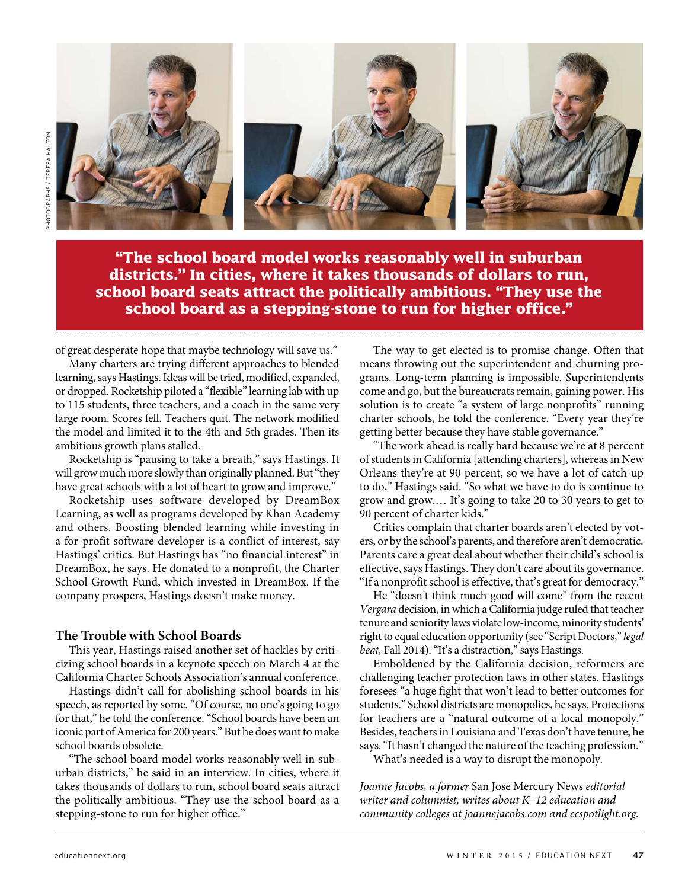**"The school board model works reasonably well in suburban districts." In cities, where it takes thousands of dollars to run, school board seats attract the politically ambitious. "They use the school board as a stepping-stone to run for higher office."**

of great desperate hope that maybe technology will save us."

Many charters are trying different approaches to blended learning, says Hastings. Ideas will be tried, modified, expanded, or dropped. Rocketship piloted a "flexible" learning lab with up to 115 students, three teachers, and a coach in the same very large room. Scores fell. Teachers quit. The network modified the model and limited it to the 4th and 5th grades. Then its ambitious growth plans stalled.

Rocketship is "pausing to take a breath," says Hastings. It will grow much more slowly than originally planned. But "they have great schools with a lot of heart to grow and improve."

Rocketship uses software developed by DreamBox Learning, as well as programs developed by Khan Academy and others. Boosting blended learning while investing in a for-profit software developer is a conflict of interest, say Hastings' critics. But Hastings has "no financial interest" in DreamBox, he says. He donated to a nonprofit, the Charter School Growth Fund, which invested in DreamBox. If the company prospers, Hastings doesn't make money.

### The Trouble with School Boards

This year, Hastings raised another set of hackles by criticizing school boards in a keynote speech on March 4 at the California Charter Schools Association's annual conference.

Hastings didn't call for abolishing school boards in his speech, as reported by some. "Of course, no one's going to go for that," he told the conference. "School boards have been an iconic part of America for 200 years." But he does want to make school boards obsolete.

"The school board model works reasonably well in suburban districts," he said in an interview. In cities, where it takes thousands of dollars to run, school board seats attract the politically ambitious. "They use the school board as a stepping-stone to run for higher office."

The way to get elected is to promise change. Often that means throwing out the superintendent and churning programs. Long-term planning is impossible. Superintendents come and go, but the bureaucrats remain, gaining power. His solution is to create "a system of large nonprofits" running charter schools, he told the conference. "Every year they're getting better because they have stable governance."

"The work ahead is really hard because we're at 8 percent of students in California [attending charters], whereas in New Orleans they're at 90 percent, so we have a lot of catch-up to do," Hastings said. "So what we have to do is continue to grow and grow.... It's going to take 20 to 30 years to get to 90 percent of charter kids."

Critics complain that charter boards aren't elected by voters, or by the school's parents, and therefore aren't democratic. Parents care a great deal about whether their child's school is effective, says Hastings. They don't care about its governance. "If a nonprofit school is effective, that's great for democracy."

He "doesn't think much good will come" from the recent *Vergara* decision, in which a California judge ruled that teacher tenure and seniority laws violate low-income, minority students' right to equal education opportunity (see "Script Doctors," *legal beat,* Fall 2014). "It's a distraction," says Hastings.

Emboldened by the California decision, reformers are challenging teacher protection laws in other states. Hastings foresees "a huge fight that won't lead to better outcomes for students." School districts are monopolies, he says. Protections for teachers are a "natural outcome of a local monopoly." Besides, teachers in Louisiana and Texas don't have tenure, he says. "It hasn't changed the nature of the teaching profession."

What's needed is a way to disrupt the monopoly.

*Joanne Jacobs, a former* San Jose Mercury News *editorial writer and columnist, writes about K–12 education and community colleges at joannejacobs.com and ccspotlight.org.*